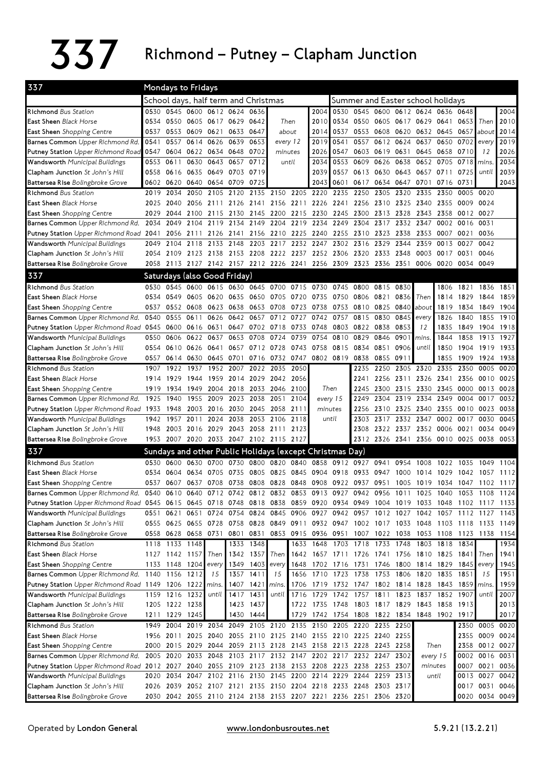# 337 Richmond – Putney – Clapham Junction

## Mondays to Fridays

| 337 | School days, half term and Christmas | | | | | | | | Summer and Easter school holidays | | | | | | | | |
|---|---|---|---|---|---|---|---|---|---|---|---|---|---|---|---|---|---|
| **Richmond** *Bus Station* | 0530 | 0545 | 0600 | 0612 | 0624 | 0636 | | 2004 | 0530 | 0545 | 0600 | 0612 | 0624 | 0636 | 0648 | | 2004 |
| **East Sheen** *Black Horse* | 0534 | 0550 | 0605 | 0617 | 0629 | 0642 | Then | 2010 | 0534 | 0550 | 0605 | 0617 | 0629 | 0641 | 0653 | Then | 2010 |
| **East Sheen** *Shopping Centre* | 0537 | 0553 | 0609 | 0621 | 0633 | 0647 | about | 2014 | 0537 | 0553 | 0608 | 0620 | 0632 | 0645 | 0657 | about | 2014 |
| **Barnes Common** *Upper Richmond Rd.* | 0541 | 0557 | 0614 | 0626 | 0639 | 0653 | every 12 | 2019 | 0541 | 0557 | 0612 | 0624 | 0637 | 0650 | 0702 | every | 2019 |
| **Putney Station** *Upper Richmond Road* | 0547 | 0604 | 0622 | 0634 | 0648 | 0702 | minutes | 2026 | 0547 | 0603 | 0619 | 0631 | 0645 | 0658 | 0710 | 12 | 2026 |
| **Wandsworth** *Municipal Buildings* | 0553 | 0611 | 0630 | 0643 | 0657 | 0712 | until | 2034 | 0553 | 0609 | 0626 | 0638 | 0652 | 0705 | 0718 | mins. | 2034 |
| **Clapham Junction** *St John's Hill* | 0558 | 0616 | 0635 | 0649 | 0703 | 0719 | | 2039 | 0557 | 0613 | 0630 | 0643 | 0657 | 0711 | 0725 | until | 2039 |
| **Battersea Rise** *Bolingbroke Grove* | 0602 | 0620 | 0640 | 0654 | 0709 | 0725 | | 2043 | 0601 | 0617 | 0634 | 0647 | 0701 | 0716 | 0731 | | 2043 |

| 337 | | | | | | | | | | | | | | | | | |
|---|---|---|---|---|---|---|---|---|---|---|---|---|---|---|---|---|---|
| **Richmond** *Bus Station* | 2019 | 2034 | 2050 | 2105 | 2120 | 2135 | 2150 | 2205 | 2220 | 2235 | 2250 | 2305 | 2320 | 2335 | 2350 | 0005 | 0020 |
| **East Sheen** *Black Horse* | 2025 | 2040 | 2056 | 2111 | 2126 | 2141 | 2156 | 2211 | 2226 | 2241 | 2256 | 2310 | 2325 | 2340 | 2355 | 0009 | 0024 |
| **East Sheen** *Shopping Centre* | 2029 | 2044 | 2100 | 2115 | 2130 | 2145 | 2200 | 2215 | 2230 | 2245 | 2300 | 2313 | 2328 | 2343 | 2358 | 0012 | 0027 |
| **Barnes Common** *Upper Richmond Rd.* | 2034 | 2049 | 2104 | 2119 | 2134 | 2149 | 2204 | 2219 | 2234 | 2249 | 2304 | 2317 | 2332 | 2347 | 0002 | 0016 | 0031 |
| **Putney Station** *Upper Richmond Road* | 2041 | 2056 | 2111 | 2126 | 2141 | 2156 | 2210 | 2225 | 2240 | 2255 | 2310 | 2323 | 2338 | 2353 | 0007 | 0021 | 0036 |
| **Wandsworth** *Municipal Buildings* | 2049 | 2104 | 2118 | 2133 | 2148 | 2203 | 2217 | 2232 | 2247 | 2302 | 2316 | 2329 | 2344 | 2359 | 0013 | 0027 | 0042 |
| **Clapham Junction** *St John's Hill* | 2054 | 2109 | 2123 | 2138 | 2153 | 2208 | 2222 | 2237 | 2252 | 2306 | 2320 | 2333 | 2348 | 0003 | 0017 | 0031 | 0046 |
| **Battersea Rise** *Bolingbroke Grove* | 2058 | 2113 | 2127 | 2142 | 2157 | 2212 | 2226 | 2241 | 2256 | 2309 | 2323 | 2336 | 2351 | 0006 | 0020 | 0034 | 0049 |

## Saturdays (also Good Friday)

| 337 | | | | | | | | | | | | | | | | | |
|---|---|---|---|---|---|---|---|---|---|---|---|---|---|---|---|---|---|
| **Richmond** *Bus Station* | 0530 | 0545 | 0600 | 0615 | 0630 | 0645 | 0700 | 0715 | 0730 | 0745 | 0800 | 0815 | 0830 | | 1806 | 1821 | 1836 | 1851 |
| **East Sheen** *Black Horse* | 0534 | 0549 | 0605 | 0620 | 0635 | 0650 | 0705 | 0720 | 0735 | 0750 | 0806 | 0821 | 0836 | Then | 1814 | 1829 | 1844 | 1859 |
| **East Sheen** *Shopping Centre* | 0537 | 0552 | 0608 | 0623 | 0638 | 0653 | 0708 | 0723 | 0738 | 0753 | 0810 | 0825 | 0840 | about | 1819 | 1834 | 1849 | 1904 |
| **Barnes Common** *Upper Richmond Rd.* | 0540 | 0555 | 0611 | 0626 | 0642 | 0657 | 0712 | 0727 | 0742 | 0757 | 0815 | 0830 | 0845 | every | 1826 | 1840 | 1855 | 1910 |
| **Putney Station** *Upper Richmond Road* | 0545 | 0600 | 0616 | 0631 | 0647 | 0702 | 0718 | 0733 | 0748 | 0803 | 0822 | 0838 | 0853 | 12 | 1835 | 1849 | 1904 | 1918 |
| **Wandsworth** *Municipal Buildings* | 0550 | 0606 | 0622 | 0637 | 0653 | 0708 | 0724 | 0739 | 0754 | 0810 | 0829 | 0846 | 0901 | mins. | 1844 | 1858 | 1913 | 1927 |
| **Clapham Junction** *St John's Hill* | 0554 | 0610 | 0626 | 0641 | 0657 | 0712 | 0728 | 0743 | 0758 | 0815 | 0834 | 0851 | 0906 | until | 1850 | 1904 | 1919 | 1933 |
| **Battersea Rise** *Bolingbroke Grove* | 0557 | 0614 | 0630 | 0645 | 0701 | 0716 | 0732 | 0747 | 0802 | 0819 | 0838 | 0855 | 0911 | | 1855 | 1909 | 1924 | 1938 |

| 337 | | | | | | | | | | | | | | | | | |
|---|---|---|---|---|---|---|---|---|---|---|---|---|---|---|---|---|---|
| **Richmond** *Bus Station* | 1907 | 1922 | 1937 | 1952 | 2007 | 2022 | 2035 | 2050 | | 2235 | 2250 | 2305 | 2320 | 2335 | 2350 | 0005 | 0020 |
| **East Sheen** *Black Horse* | 1914 | 1929 | 1944 | 1959 | 2014 | 2029 | 2042 | 2056 | | 2241 | 2256 | 2311 | 2326 | 2341 | 2356 | 0010 | 0025 |
| **East Sheen** *Shopping Centre* | 1919 | 1934 | 1949 | 2004 | 2018 | 2033 | 2046 | 2100 | Then | 2245 | 2300 | 2315 | 2330 | 2345 | 0000 | 0013 | 0028 |
| **Barnes Common** *Upper Richmond Rd.* | 1925 | 1940 | 1955 | 2009 | 2023 | 2038 | 2051 | 2104 | every 15 | 2249 | 2304 | 2319 | 2334 | 2349 | 0004 | 0017 | 0032 |
| **Putney Station** *Upper Richmond Road* | 1933 | 1948 | 2003 | 2016 | 2030 | 2045 | 2058 | 2111 | minutes | 2256 | 2310 | 2325 | 2340 | 2355 | 0010 | 0023 | 0038 |
| **Wandsworth** *Municipal Buildings* | 1942 | 1957 | 2011 | 2024 | 2038 | 2053 | 2106 | 2118 | until | 2303 | 2317 | 2332 | 2347 | 0002 | 0017 | 0030 | 0045 |
| **Clapham Junction** *St John's Hill* | 1948 | 2003 | 2016 | 2029 | 2043 | 2058 | 2111 | 2123 | | 2308 | 2322 | 2337 | 2352 | 0006 | 0021 | 0034 | 0049 |
| **Battersea Rise** *Bolingbroke Grove* | 1953 | 2007 | 2020 | 2033 | 2047 | 2102 | 2115 | 2127 | | 2312 | 2326 | 2341 | 2356 | 0010 | 0025 | 0038 | 0053 |

## Sundays and other Public Holidays (except Christmas Day)

| 337 | | | | | | | | | | | | | | | | | | |
|---|---|---|---|---|---|---|---|---|---|---|---|---|---|---|---|---|---|---|
| **Richmond** *Bus Station* | 0530 | 0600 | 0630 | 0700 | 0730 | 0800 | 0820 | 0840 | 0858 | 0912 | 0927 | 0941 | 0954 | 1008 | 1022 | 1035 | 1049 | 1104 |
| **East Sheen** *Black Horse* | 0534 | 0604 | 0634 | 0705 | 0735 | 0805 | 0825 | 0845 | 0904 | 0918 | 0933 | 0947 | 1000 | 1014 | 1029 | 1042 | 1057 | 1112 |
| **East Sheen** *Shopping Centre* | 0537 | 0607 | 0637 | 0708 | 0738 | 0808 | 0828 | 0848 | 0908 | 0922 | 0937 | 0951 | 1005 | 1019 | 1034 | 1047 | 1102 | 1117 |
| **Barnes Common** *Upper Richmond Rd.* | 0540 | 0610 | 0640 | 0712 | 0742 | 0812 | 0832 | 0853 | 0913 | 0927 | 0942 | 0956 | 1011 | 1025 | 1040 | 1053 | 1108 | 1124 |
| **Putney Station** *Upper Richmond Road* | 0545 | 0615 | 0645 | 0718 | 0748 | 0818 | 0838 | 0859 | 0920 | 0934 | 0949 | 1004 | 1019 | 1033 | 1048 | 1102 | 1117 | 1133 |
| **Wandsworth** *Municipal Buildings* | 0551 | 0621 | 0651 | 0724 | 0754 | 0824 | 0845 | 0906 | 0927 | 0942 | 0957 | 1012 | 1027 | 1042 | 1057 | 1112 | 1127 | 1143 |
| **Clapham Junction** *St John's Hill* | 0555 | 0625 | 0655 | 0728 | 0758 | 0828 | 0849 | 0911 | 0932 | 0947 | 1002 | 1017 | 1033 | 1048 | 1103 | 1118 | 1133 | 1149 |
| **Battersea Rise** *Bolingbroke Grove* | 0558 | 0628 | 0658 | 0731 | 0801 | 0831 | 0853 | 0915 | 0936 | 0951 | 1007 | 1022 | 1038 | 1053 | 1108 | 1123 | 1138 | 1154 |

| 337 | | | | | | | | | | | | | | | | | | |
|---|---|---|---|---|---|---|---|---|---|---|---|---|---|---|---|---|---|---|
| **Richmond** *Bus Station* | 1118 | 1133 | 1148 | | 1333 | 1348 | | 1633 | 1648 | 1703 | 1718 | 1733 | 1748 | 1803 | 1818 | 1834 | | 1934 |
| **East Sheen** *Black Horse* | 1127 | 1142 | 1157 | Then | 1342 | 1357 | Then | 1642 | 1657 | 1711 | 1726 | 1741 | 1756 | 1810 | 1825 | 1841 | Then | 1941 |
| **East Sheen** *Shopping Centre* | 1133 | 1148 | 1204 | every | 1349 | 1403 | every | 1648 | 1702 | 1716 | 1731 | 1746 | 1800 | 1814 | 1829 | 1845 | every | 1945 |
| **Barnes Common** *Upper Richmond Rd.* | 1140 | 1156 | 1212 | 15 | 1357 | 1411 | 15 | 1656 | 1710 | 1723 | 1738 | 1753 | 1806 | 1820 | 1835 | 1851 | 15 | 1951 |
| **Putney Station** *Upper Richmond Road* | 1149 | 1206 | 1222 | mins. | 1407 | 1421 | mins. | 1706 | 1719 | 1732 | 1747 | 1802 | 1814 | 1828 | 1843 | 1859 | mins. | 1959 |
| **Wandsworth** *Municipal Buildings* | 1159 | 1216 | 1232 | until | 1417 | 1431 | until | 1716 | 1729 | 1742 | 1757 | 1811 | 1823 | 1837 | 1852 | 1907 | until | 2007 |
| **Clapham Junction** *St John's Hill* | 1205 | 1222 | 1238 | | 1423 | 1437 | | 1722 | 1735 | 1748 | 1803 | 1817 | 1829 | 1843 | 1858 | 1913 | | 2013 |
| **Battersea Rise** *Bolingbroke Grove* | 1211 | 1229 | 1245 | | 1430 | 1444 | | 1729 | 1742 | 1754 | 1808 | 1822 | 1834 | 1848 | 1902 | 1917 | | 2017 |

| 337 | | | | | | | | | | | | | | | | | |
|---|---|---|---|---|---|---|---|---|---|---|---|---|---|---|---|---|---|
| **Richmond** *Bus Station* | 1949 | 2004 | 2019 | 2034 | 2049 | 2105 | 2120 | 2135 | 2150 | 2205 | 2220 | 2235 | 2250 | | 2350 | 0005 | 0020 |
| **East Sheen** *Black Horse* | 1956 | 2011 | 2025 | 2040 | 2055 | 2110 | 2125 | 2140 | 2155 | 2210 | 2225 | 2240 | 2255 | | 2355 | 0009 | 0024 |
| **East Sheen** *Shopping Centre* | 2000 | 2015 | 2029 | 2044 | 2059 | 2113 | 2128 | 2143 | 2158 | 2213 | 2228 | 2243 | 2258 | Then | 2358 | 0012 | 0027 |
| **Barnes Common** *Upper Richmond Rd.* | 2005 | 2020 | 2033 | 2048 | 2103 | 2117 | 2132 | 2147 | 2202 | 2217 | 2232 | 2247 | 2302 | every 15 | 0002 | 0016 | 0031 |
| **Putney Station** *Upper Richmond Road* | 2012 | 2027 | 2040 | 2055 | 2109 | 2123 | 2138 | 2153 | 2208 | 2223 | 2238 | 2253 | 2307 | minutes | 0007 | 0021 | 0036 |
| **Wandsworth** *Municipal Buildings* | 2020 | 2034 | 2047 | 2102 | 2116 | 2130 | 2145 | 2200 | 2214 | 2229 | 2244 | 2259 | 2313 | until | 0013 | 0027 | 0042 |
| **Clapham Junction** *St John's Hill* | 2026 | 2039 | 2052 | 2107 | 2121 | 2135 | 2150 | 2204 | 2218 | 2233 | 2248 | 2303 | 2317 | | 0017 | 0031 | 0046 |
| **Battersea Rise** *Bolingbroke Grove* | 2030 | 2042 | 2055 | 2110 | 2124 | 2138 | 2153 | 2207 | 2221 | 2236 | 2251 | 2306 | 2320 | | 0020 | 0034 | 0049 |

Operated by **London General** www.londonbusroutes.net 5.9.21 (13.2.21)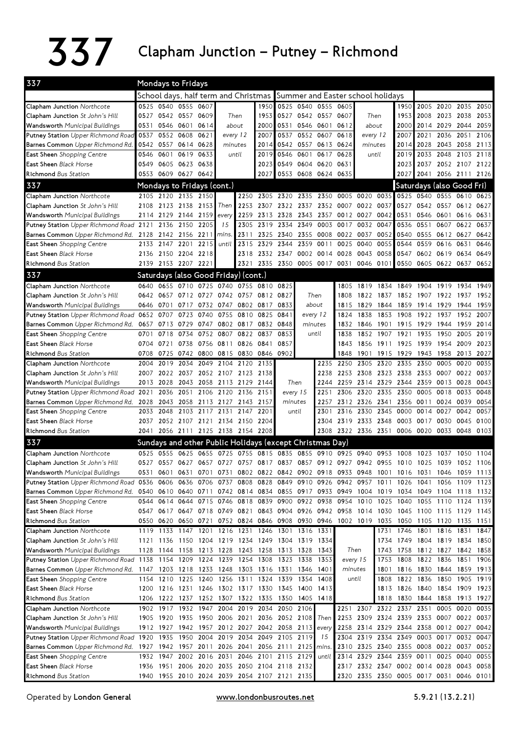# 337 Clapham Junction – Putney – Richmond

## Mondays to Fridays

| 337 | School days, half term and Christmas | | | | | | Summer and Easter school holidays | | | | | | | | | |
|---|---|---|---|---|---|---|---|---|---|---|---|---|---|---|---|---|
| Clapham Junction Northcote | 0525 | 0540 | 0555 | 0607 | Then every 12 minutes until | 1950 | 0525 | 0540 | 0555 | 0605 | Then about every 12 minutes until | 1950 | 2005 | 2020 | 2035 | 2050 |
| Clapham Junction St John's Hill | 0527 | 0542 | 0557 | 0609 | | 1953 | 0527 | 0542 | 0557 | 0607 | | 1953 | 2008 | 2023 | 2038 | 2053 |
| Wandsworth Municipal Buildings | 0531 | 0546 | 0601 | 0614 | | 2000 | 0531 | 0546 | 0601 | 0612 | | 2000 | 2014 | 2029 | 2044 | 2059 |
| Putney Station Upper Richmond Road | 0537 | 0552 | 0608 | 0621 | | 2007 | 0537 | 0552 | 0607 | 0618 | | 2007 | 2021 | 2036 | 2051 | 2106 |
| Barnes Common Upper Richmond Rd. | 0542 | 0557 | 0614 | 0628 | | 2014 | 0542 | 0557 | 0613 | 0624 | | 2014 | 2028 | 2043 | 2058 | 2113 |
| East Sheen Shopping Centre | 0546 | 0601 | 0619 | 0633 | | 2019 | 0546 | 0601 | 0617 | 0628 | | 2019 | 2033 | 2048 | 2103 | 2118 |
| East Sheen Black Horse | 0549 | 0605 | 0623 | 0638 | | 2023 | 0549 | 0604 | 0620 | 0631 | | 2023 | 2037 | 2052 | 2107 | 2122 |
| Richmond Bus Station | 0553 | 0609 | 0627 | 0642 | | 2027 | 0553 | 0608 | 0624 | 0635 | | 2027 | 2041 | 2056 | 2111 | 2126 |

## Mondays to Fridays (cont.) / Saturdays (also Good Fri)

| 337 | Mondays to Fridays (cont.) | | | | | | | | | | | | | | Saturdays (also Good Fri) | | | | |
|---|---|---|---|---|---|---|---|---|---|---|---|---|---|---|---|---|---|---|---|
| Clapham Junction Northcote | 2105 | 2120 | 2135 | 2150 | Then every 15 mins. until | 2250 | 2305 | 2320 | 2335 | 2350 | 0005 | 0020 | 0035 | 0525 | 0540 | 0555 | 0610 | 0625 |
| Clapham Junction St John's Hill | 2108 | 2123 | 2138 | 2153 | | 2253 | 2307 | 2322 | 2337 | 2352 | 0007 | 0022 | 0037 | 0527 | 0542 | 0557 | 0612 | 0627 |
| Wandsworth Municipal Buildings | 2114 | 2129 | 2144 | 2159 | | 2259 | 2313 | 2328 | 2343 | 2357 | 0012 | 0027 | 0042 | 0531 | 0546 | 0601 | 0616 | 0631 |
| Putney Station Upper Richmond Road | 2121 | 2136 | 2150 | 2205 | | 2305 | 2319 | 2334 | 2349 | 0003 | 0017 | 0032 | 0047 | 0536 | 0551 | 0607 | 0622 | 0637 |
| Barnes Common Upper Richmond Rd. | 2128 | 2142 | 2156 | 2211 | | 2311 | 2325 | 2340 | 2355 | 0008 | 0022 | 0037 | 0052 | 0540 | 0555 | 0612 | 0627 | 0642 |
| East Sheen Shopping Centre | 2133 | 2147 | 2201 | 2215 | | 2315 | 2329 | 2344 | 2359 | 0011 | 0025 | 0040 | 0055 | 0544 | 0559 | 0616 | 0631 | 0646 |
| East Sheen Black Horse | 2136 | 2150 | 2204 | 2218 | | 2318 | 2332 | 2347 | 0002 | 0014 | 0028 | 0043 | 0058 | 0547 | 0602 | 0619 | 0634 | 0649 |
| Richmond Bus Station | 2139 | 2153 | 2207 | 2221 | | 2321 | 2335 | 2350 | 0005 | 0017 | 0031 | 0046 | 0101 | 0550 | 0605 | 0622 | 0637 | 0652 |

## Saturdays (also Good Friday) (cont.)

| 337 | | | | | | | | | | | | | | | | | |
|---|---|---|---|---|---|---|---|---|---|---|---|---|---|---|---|---|---|
| Clapham Junction Northcote | 0640 | 0655 | 0710 | 0725 | 0740 | 0755 | 0810 | 0825 | Then about every 12 minutes until | 1805 | 1819 | 1834 | 1849 | 1904 | 1919 | 1934 | 1949 |
| Clapham Junction St John's Hill | 0642 | 0657 | 0712 | 0727 | 0742 | 0757 | 0812 | 0827 | | 1808 | 1822 | 1837 | 1852 | 1907 | 1922 | 1937 | 1952 |
| Wandsworth Municipal Buildings | 0646 | 0701 | 0717 | 0732 | 0747 | 0802 | 0817 | 0833 | | 1815 | 1829 | 1844 | 1859 | 1914 | 1929 | 1944 | 1959 |
| Putney Station Upper Richmond Road | 0652 | 0707 | 0723 | 0740 | 0755 | 0810 | 0825 | 0841 | | 1824 | 1838 | 1853 | 1908 | 1922 | 1937 | 1952 | 2007 |
| Barnes Common Upper Richmond Rd. | 0657 | 0713 | 0729 | 0747 | 0802 | 0817 | 0832 | 0848 | | 1832 | 1846 | 1901 | 1915 | 1929 | 1944 | 1959 | 2014 |
| East Sheen Shopping Centre | 0701 | 0718 | 0734 | 0752 | 0807 | 0822 | 0837 | 0853 | | 1838 | 1852 | 1907 | 1921 | 1935 | 1950 | 2005 | 2019 |
| East Sheen Black Horse | 0704 | 0721 | 0738 | 0756 | 0811 | 0826 | 0841 | 0857 | | 1843 | 1856 | 1911 | 1925 | 1939 | 1954 | 2009 | 2023 |
| Richmond Bus Station | 0708 | 0725 | 0742 | 0800 | 0815 | 0830 | 0846 | 0902 | | 1848 | 1901 | 1915 | 1929 | 1943 | 1958 | 2013 | 2027 |

| 337 | | | | | | | | | | | | | | | | | |
|---|---|---|---|---|---|---|---|---|---|---|---|---|---|---|---|---|---|
| Clapham Junction Northcote | 2004 | 2019 | 2034 | 2049 | 2104 | 2120 | 2135 | Then every 15 minutes until | 2235 | 2250 | 2305 | 2320 | 2335 | 2350 | 0005 | 0020 | 0035 |
| Clapham Junction St John's Hill | 2007 | 2022 | 2037 | 2052 | 2107 | 2123 | 2138 | | 2238 | 2253 | 2308 | 2323 | 2338 | 2353 | 0007 | 0022 | 0037 |
| Wandsworth Municipal Buildings | 2013 | 2028 | 2043 | 2058 | 2113 | 2129 | 2144 | | 2244 | 2259 | 2314 | 2329 | 2344 | 2359 | 0013 | 0028 | 0043 |
| Putney Station Upper Richmond Road | 2021 | 2036 | 2051 | 2106 | 2120 | 2136 | 2151 | | 2251 | 2306 | 2320 | 2335 | 2350 | 0005 | 0018 | 0033 | 0048 |
| Barnes Common Upper Richmond Rd. | 2028 | 2043 | 2058 | 2113 | 2127 | 2143 | 2157 | | 2257 | 2312 | 2326 | 2341 | 2356 | 0011 | 0024 | 0039 | 0054 |
| East Sheen Shopping Centre | 2033 | 2048 | 2103 | 2117 | 2131 | 2147 | 2201 | | 2301 | 2316 | 2330 | 2345 | 0000 | 0014 | 0027 | 0042 | 0057 |
| East Sheen Black Horse | 2037 | 2052 | 2107 | 2121 | 2134 | 2150 | 2204 | | 2304 | 2319 | 2333 | 2348 | 0003 | 0017 | 0030 | 0045 | 0100 |
| Richmond Bus Station | 2041 | 2056 | 2111 | 2125 | 2138 | 2154 | 2208 | | 2308 | 2322 | 2336 | 2351 | 0006 | 0020 | 0033 | 0048 | 0103 |

## Sundays and other Public Holidays (except Christmas Day)

| 337 | | | | | | | | | | | | | | | | | | |
|---|---|---|---|---|---|---|---|---|---|---|---|---|---|---|---|---|---|---|
| Clapham Junction Northcote | 0525 | 0555 | 0625 | 0655 | 0725 | 0755 | 0815 | 0835 | 0855 | 0910 | 0925 | 0940 | 0953 | 1008 | 1023 | 1037 | 1050 | 1104 |
| Clapham Junction St John's Hill | 0527 | 0557 | 0627 | 0657 | 0727 | 0757 | 0817 | 0837 | 0857 | 0912 | 0927 | 0942 | 0955 | 1010 | 1025 | 1039 | 1052 | 1106 |
| Wandsworth Municipal Buildings | 0531 | 0601 | 0631 | 0701 | 0731 | 0802 | 0822 | 0842 | 0902 | 0918 | 0933 | 0948 | 1001 | 1016 | 1031 | 1046 | 1059 | 1113 |
| Putney Station Upper Richmond Road | 0536 | 0606 | 0636 | 0706 | 0737 | 0808 | 0828 | 0849 | 0910 | 0926 | 0942 | 0957 | 1011 | 1026 | 1041 | 1056 | 1109 | 1123 |
| Barnes Common Upper Richmond Rd. | 0540 | 0610 | 0640 | 0711 | 0742 | 0814 | 0834 | 0855 | 0917 | 0933 | 0949 | 1004 | 1019 | 1034 | 1049 | 1104 | 1118 | 1132 |
| East Sheen Shopping Centre | 0544 | 0614 | 0644 | 0715 | 0746 | 0818 | 0839 | 0900 | 0922 | 0938 | 0954 | 1010 | 1025 | 1040 | 1055 | 1110 | 1124 | 1139 |
| East Sheen Black Horse | 0547 | 0617 | 0647 | 0718 | 0749 | 0821 | 0843 | 0904 | 0926 | 0942 | 0958 | 1014 | 1030 | 1045 | 1100 | 1115 | 1129 | 1145 |
| Richmond Bus Station | 0550 | 0620 | 0650 | 0721 | 0752 | 0824 | 0846 | 0908 | 0930 | 0946 | 1002 | 1019 | 1035 | 1050 | 1105 | 1120 | 1135 | 1151 |

| 337 | | | | | | | | | | | | | | | | | |
|---|---|---|---|---|---|---|---|---|---|---|---|---|---|---|---|---|---|
| Clapham Junction Northcote | 1119 | 1133 | 1147 | 1201 | 1216 | 1231 | 1246 | 1301 | 1316 | 1331 | Then every 15 minutes until | 1731 | 1746 | 1801 | 1816 | 1831 | 1847 |
| Clapham Junction St John's Hill | 1121 | 1136 | 1150 | 1204 | 1219 | 1234 | 1249 | 1304 | 1319 | 1334 | | 1734 | 1749 | 1804 | 1819 | 1834 | 1850 |
| Wandsworth Municipal Buildings | 1128 | 1144 | 1158 | 1213 | 1228 | 1243 | 1258 | 1313 | 1328 | 1343 | | 1743 | 1758 | 1812 | 1827 | 1842 | 1858 |
| Putney Station Upper Richmond Road | 1138 | 1154 | 1209 | 1224 | 1239 | 1254 | 1308 | 1323 | 1338 | 1353 | | 1753 | 1808 | 1822 | 1836 | 1851 | 1906 |
| Barnes Common Upper Richmond Rd. | 1147 | 1203 | 1218 | 1233 | 1248 | 1303 | 1316 | 1331 | 1346 | 1401 | | 1801 | 1816 | 1830 | 1844 | 1859 | 1913 |
| East Sheen Shopping Centre | 1154 | 1210 | 1225 | 1240 | 1256 | 1311 | 1324 | 1339 | 1354 | 1408 | | 1808 | 1822 | 1836 | 1850 | 1905 | 1919 |
| East Sheen Black Horse | 1200 | 1216 | 1231 | 1246 | 1302 | 1317 | 1330 | 1345 | 1400 | 1413 | | 1813 | 1826 | 1840 | 1854 | 1909 | 1923 |
| Richmond Bus Station | 1206 | 1222 | 1237 | 1252 | 1307 | 1322 | 1335 | 1350 | 1405 | 1418 | | 1818 | 1830 | 1844 | 1858 | 1913 | 1927 |

| 337 | | | | | | | | | | | | | | | | | | |
|---|---|---|---|---|---|---|---|---|---|---|---|---|---|---|---|---|---|---|
| Clapham Junction Northcote | 1902 | 1917 | 1932 | 1947 | 2004 | 2019 | 2034 | 2050 | 2106 | Then every 15 mins. until | 2251 | 2307 | 2322 | 2337 | 2351 | 0005 | 0020 | 0035 |
| Clapham Junction St John's Hill | 1905 | 1920 | 1935 | 1950 | 2006 | 2021 | 2036 | 2052 | 2108 | | 2253 | 2309 | 2324 | 2339 | 2353 | 0007 | 0022 | 0037 |
| Wandsworth Municipal Buildings | 1912 | 1927 | 1942 | 1957 | 2012 | 2027 | 2042 | 2058 | 2113 | | 2258 | 2314 | 2329 | 2344 | 2358 | 0012 | 0027 | 0042 |
| Putney Station Upper Richmond Road | 1920 | 1935 | 1950 | 2004 | 2019 | 2034 | 2049 | 2105 | 2119 | | 2304 | 2319 | 2334 | 2349 | 0003 | 0017 | 0032 | 0047 |
| Barnes Common Upper Richmond Rd. | 1927 | 1942 | 1957 | 2011 | 2026 | 2041 | 2056 | 2111 | 2125 | | 2310 | 2325 | 2340 | 2355 | 0008 | 0022 | 0037 | 0052 |
| East Sheen Shopping Centre | 1932 | 1947 | 2002 | 2016 | 2031 | 2046 | 2101 | 2115 | 2129 | | 2314 | 2329 | 2344 | 2359 | 0011 | 0025 | 0040 | 0055 |
| East Sheen Black Horse | 1936 | 1951 | 2006 | 2020 | 2035 | 2050 | 2104 | 2118 | 2132 | | 2317 | 2332 | 2347 | 0002 | 0014 | 0028 | 0043 | 0058 |
| Richmond Bus Station | 1940 | 1955 | 2010 | 2024 | 2039 | 2054 | 2107 | 2121 | 2135 | | 2320 | 2335 | 2350 | 0005 | 0017 | 0031 | 0046 | 0101 |

Operated by **London General** www.londonbusroutes.net 5.9.21 (13.2.21)